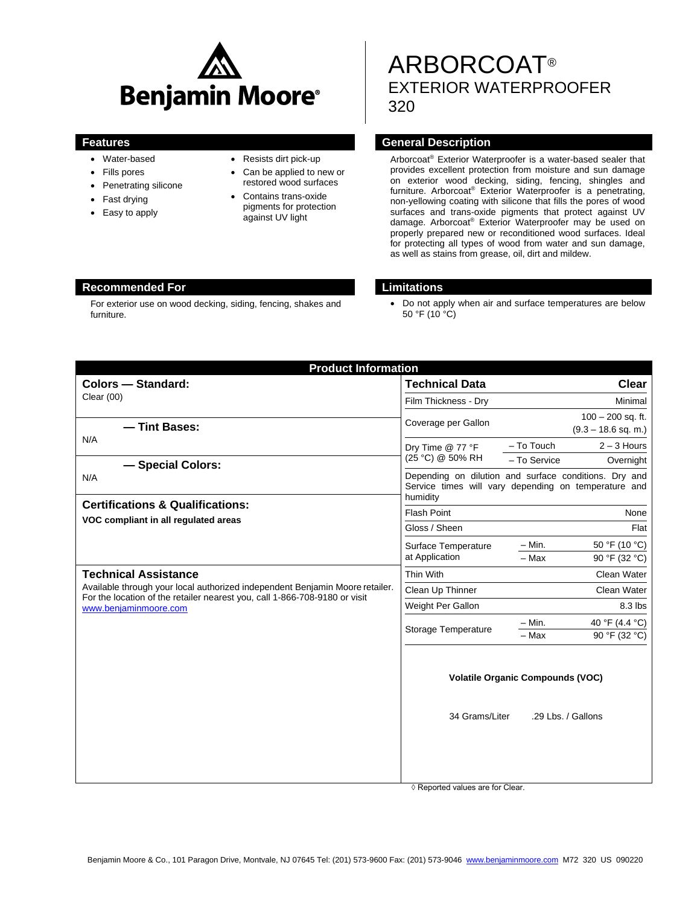Benjamin Moore®

# ARBORCOAT®
## EXTERIOR WATERPROOFER
## 320

### Features

- Water-based
- Fills pores
- Penetrating silicone
- Fast drying
- Easy to apply
- Resists dirt pick-up
- Can be applied to new or restored wood surfaces
- Contains trans-oxide pigments for protection against UV light

### General Description

Arborcoat® Exterior Waterproofer is a water-based sealer that provides excellent protection from moisture and sun damage on exterior wood decking, siding, fencing, shingles and furniture. Arborcoat® Exterior Waterproofer is a penetrating, non-yellowing coating with silicone that fills the pores of wood surfaces and trans-oxide pigments that protect against UV damage. Arborcoat® Exterior Waterproofer may be used on properly prepared new or reconditioned wood surfaces. Ideal for protecting all types of wood from water and sun damage, as well as stains from grease, oil, dirt and mildew.

### Recommended For

For exterior use on wood decking, siding, fencing, shakes and furniture.

### Limitations

- Do not apply when air and surface temperatures are below 50 °F (10 °C)

## Product Information

### Colors — Standard:
Clear (00)

### — Tint Bases:
N/A

### — Special Colors:
N/A

### Certifications & Qualifications:
**VOC compliant in all regulated areas**

### Technical Assistance
Available through your local authorized independent Benjamin Moore retailer. For the location of the retailer nearest you, call 1-866-708-9180 or visit www.benjaminmoore.com

| Technical Data | | Clear |
|---|---|---|
| Film Thickness - Dry | | Minimal |
| Coverage per Gallon | | 100 – 200 sq. ft. (9.3 – 18.6 sq. m.) |
| Dry Time @ 77 °F (25 °C) @ 50% RH | – To Touch | 2 – 3 Hours |
| | – To Service | Overnight |
| Depending on dilution and surface conditions. Dry and Service times will vary depending on temperature and humidity | | |
| Flash Point | | None |
| Gloss / Sheen | | Flat |
| Surface Temperature at Application | – Min. | 50 °F (10 °C) |
| | – Max | 90 °F (32 °C) |
| Thin With | | Clean Water |
| Clean Up Thinner | | Clean Water |
| Weight Per Gallon | | 8.3 lbs |
| Storage Temperature | – Min. | 40 °F (4.4 °C) |
| | – Max | 90 °F (32 °C) |

**Volatile Organic Compounds (VOC)**

34 Grams/Liter .29 Lbs. / Gallons

◊ Reported values are for Clear.

Benjamin Moore & Co., 101 Paragon Drive, Montvale, NJ 07645 Tel: (201) 573-9600 Fax: (201) 573-9046 www.benjaminmoore.com M72 320 US 090220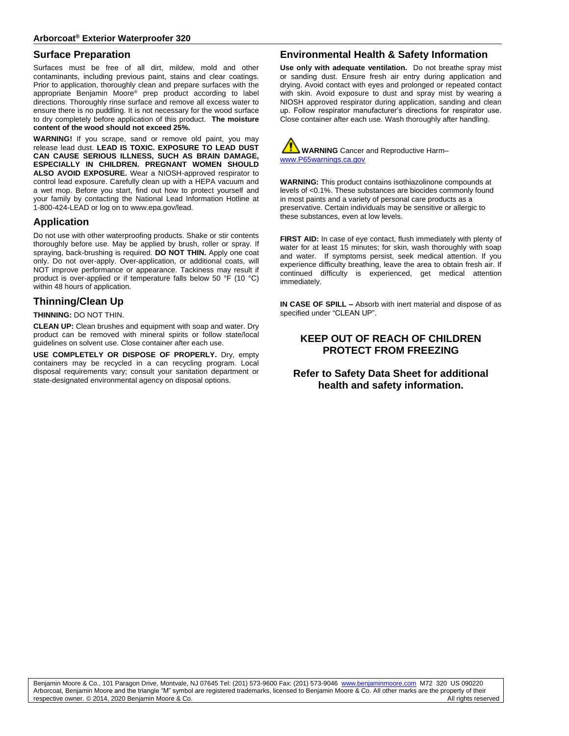## Surface Preparation

Surfaces must be free of all dirt, mildew, mold and other contaminants, including previous paint, stains and clear coatings. Prior to application, thoroughly clean and prepare surfaces with the appropriate Benjamin Moore® prep product according to label directions. Thoroughly rinse surface and remove all excess water to ensure there is no puddling. It is not necessary for the wood surface to dry completely before application of this product. **The moisture content of the wood should not exceed 25%.**

**WARNING!** If you scrape, sand or remove old paint, you may release lead dust. **LEAD IS TOXIC. EXPOSURE TO LEAD DUST CAN CAUSE SERIOUS ILLNESS, SUCH AS BRAIN DAMAGE, ESPECIALLY IN CHILDREN. PREGNANT WOMEN SHOULD ALSO AVOID EXPOSURE.** Wear a NIOSH-approved respirator to control lead exposure. Carefully clean up with a HEPA vacuum and a wet mop. Before you start, find out how to protect yourself and your family by contacting the National Lead Information Hotline at 1-800-424-LEAD or log on to www.epa.gov/lead.

## Application

Do not use with other waterproofing products. Shake or stir contents thoroughly before use. May be applied by brush, roller or spray. If spraying, back-brushing is required. **DO NOT THIN.** Apply one coat only. Do not over-apply. Over-application, or additional coats, will NOT improve performance or appearance. Tackiness may result if product is over-applied or if temperature falls below 50 °F (10 °C) within 48 hours of application.

## Thinning/Clean Up

**THINNING:** DO NOT THIN.

**CLEAN UP:** Clean brushes and equipment with soap and water. Dry product can be removed with mineral spirits or follow state/local guidelines on solvent use. Close container after each use.

**USE COMPLETELY OR DISPOSE OF PROPERLY.** Dry, empty containers may be recycled in a can recycling program. Local disposal requirements vary; consult your sanitation department or state-designated environmental agency on disposal options.

## Environmental Health & Safety Information

**Use only with adequate ventilation.** Do not breathe spray mist or sanding dust. Ensure fresh air entry during application and drying. Avoid contact with eyes and prolonged or repeated contact with skin. Avoid exposure to dust and spray mist by wearing a NIOSH approved respirator during application, sanding and clean up. Follow respirator manufacturer's directions for respirator use. Close container after each use. Wash thoroughly after handling.

**WARNING** Cancer and Reproductive Harm– www.P65warnings.ca.gov

**WARNING:** This product contains isothiazolinone compounds at levels of <0.1%. These substances are biocides commonly found in most paints and a variety of personal care products as a preservative. Certain individuals may be sensitive or allergic to these substances, even at low levels.

**FIRST AID:** In case of eye contact, flush immediately with plenty of water for at least 15 minutes; for skin, wash thoroughly with soap and water. If symptoms persist, seek medical attention. If you experience difficulty breathing, leave the area to obtain fresh air. If continued difficulty is experienced, get medical attention immediately.

**IN CASE OF SPILL –** Absorb with inert material and dispose of as specified under "CLEAN UP".

**KEEP OUT OF REACH OF CHILDREN**
**PROTECT FROM FREEZING**

**Refer to Safety Data Sheet for additional health and safety information.**

Benjamin Moore & Co., 101 Paragon Drive, Montvale, NJ 07645 Tel: (201) 573-9600 Fax: (201) 573-9046 www.benjaminmoore.com M72 320 US 090220
Arborcoat, Benjamin Moore and the triangle "M" symbol are registered trademarks, licensed to Benjamin Moore & Co. All other marks are the property of their respective owner. © 2014, 2020 Benjamin Moore & Co. All rights reserved